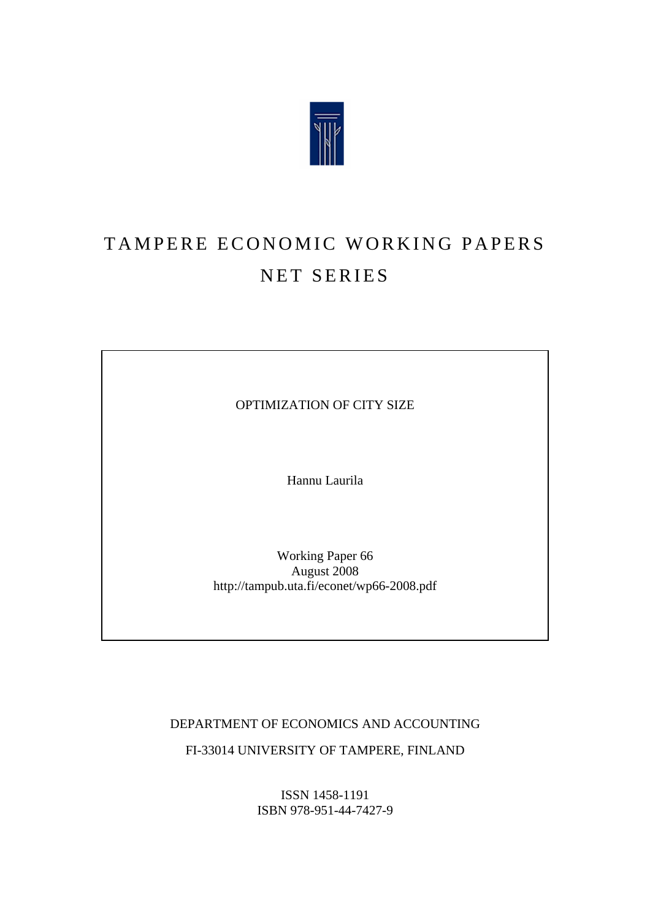# TAMPERE ECONOMIC WORKING PAPERS

## NET SERIES

OPTIMIZATION OF CITY SIZE

Hannu Laurila

Working Paper 66
August 2008
http://tampub.uta.fi/econet/wp66-2008.pdf

DEPARTMENT OF ECONOMICS AND ACCOUNTING

FI-33014 UNIVERSITY OF TAMPERE, FINLAND

ISSN 1458-1191
ISBN 978-951-44-7427-9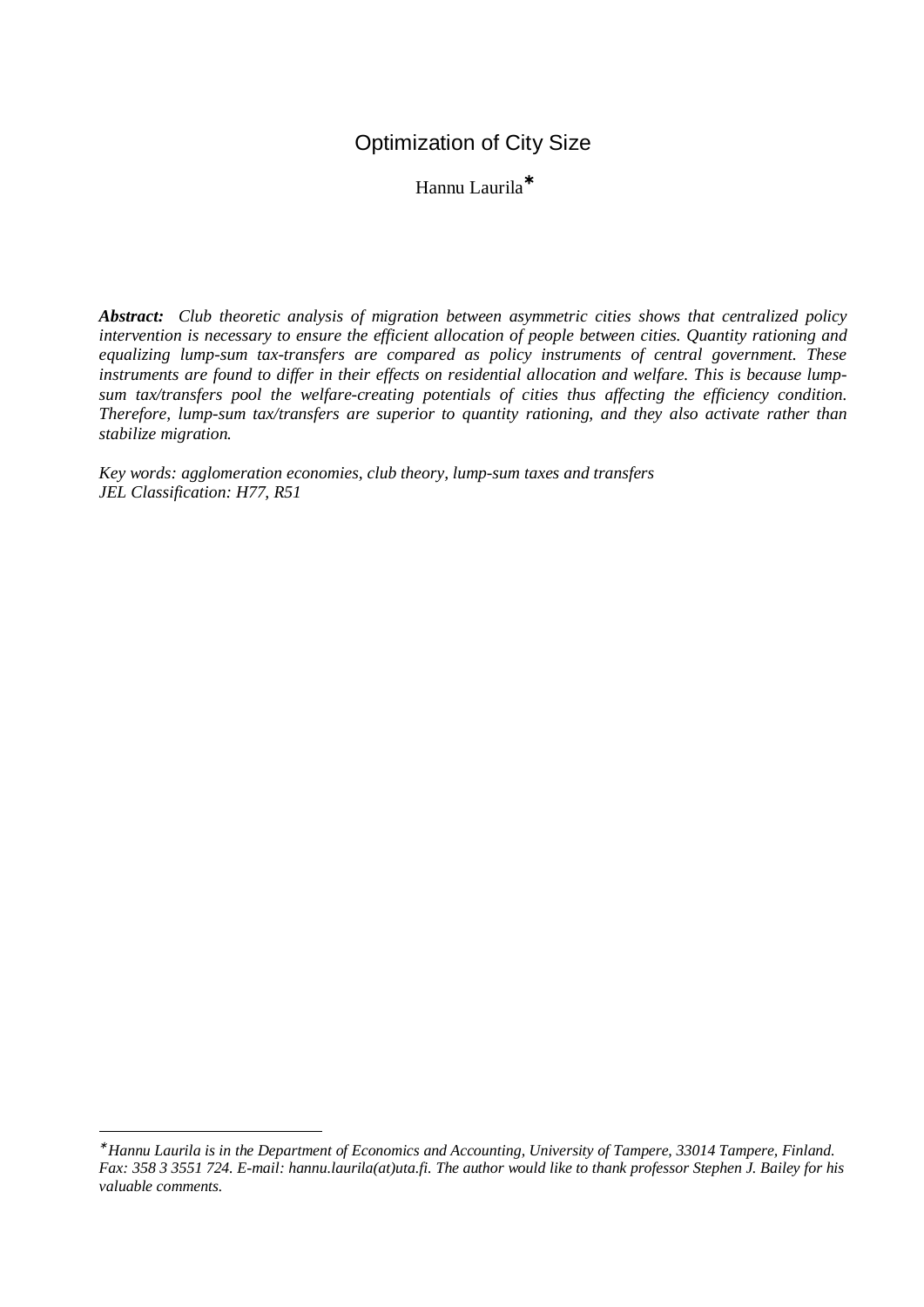# Optimization of City Size

Hannu Laurila*

***Abstract:*** *Club theoretic analysis of migration between asymmetric cities shows that centralized policy intervention is necessary to ensure the efficient allocation of people between cities. Quantity rationing and equalizing lump-sum tax-transfers are compared as policy instruments of central government. These instruments are found to differ in their effects on residential allocation and welfare. This is because lump-sum tax/transfers pool the welfare-creating potentials of cities thus affecting the efficiency condition. Therefore, lump-sum tax/transfers are superior to quantity rationing, and they also activate rather than stabilize migration.*

*Key words: agglomeration economies, club theory, lump-sum taxes and transfers*
*JEL Classification: H77, R51*

---

*\*Hannu Laurila is in the Department of Economics and Accounting, University of Tampere, 33014 Tampere, Finland. Fax: 358 3 3551 724. E-mail: hannu.laurila(at)uta.fi. The author would like to thank professor Stephen J. Bailey for his valuable comments.*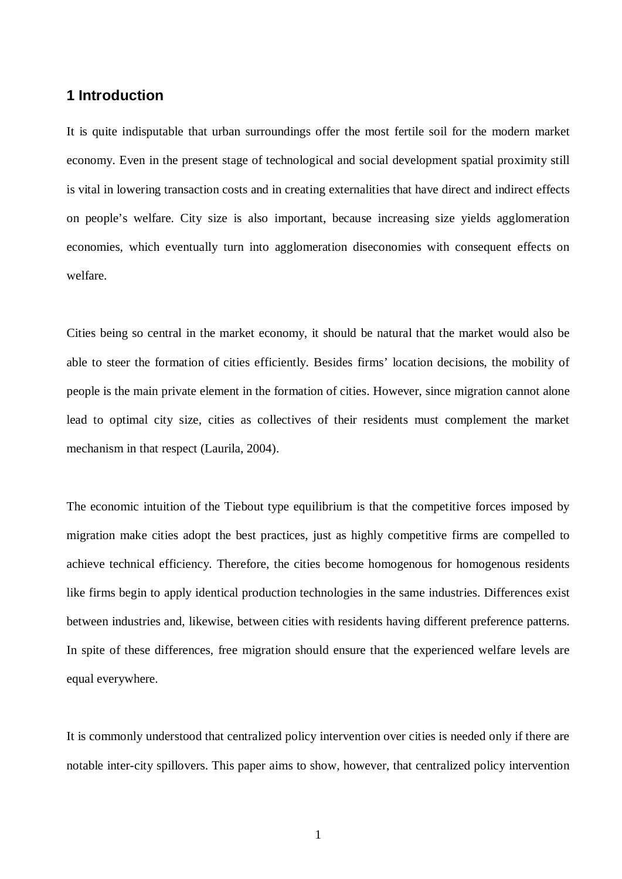# 1 Introduction

It is quite indisputable that urban surroundings offer the most fertile soil for the modern market economy. Even in the present stage of technological and social development spatial proximity still is vital in lowering transaction costs and in creating externalities that have direct and indirect effects on people's welfare. City size is also important, because increasing size yields agglomeration economies, which eventually turn into agglomeration diseconomies with consequent effects on welfare.

Cities being so central in the market economy, it should be natural that the market would also be able to steer the formation of cities efficiently. Besides firms' location decisions, the mobility of people is the main private element in the formation of cities. However, since migration cannot alone lead to optimal city size, cities as collectives of their residents must complement the market mechanism in that respect (Laurila, 2004).

The economic intuition of the Tiebout type equilibrium is that the competitive forces imposed by migration make cities adopt the best practices, just as highly competitive firms are compelled to achieve technical efficiency. Therefore, the cities become homogenous for homogenous residents like firms begin to apply identical production technologies in the same industries. Differences exist between industries and, likewise, between cities with residents having different preference patterns. In spite of these differences, free migration should ensure that the experienced welfare levels are equal everywhere.

It is commonly understood that centralized policy intervention over cities is needed only if there are notable inter-city spillovers. This paper aims to show, however, that centralized policy intervention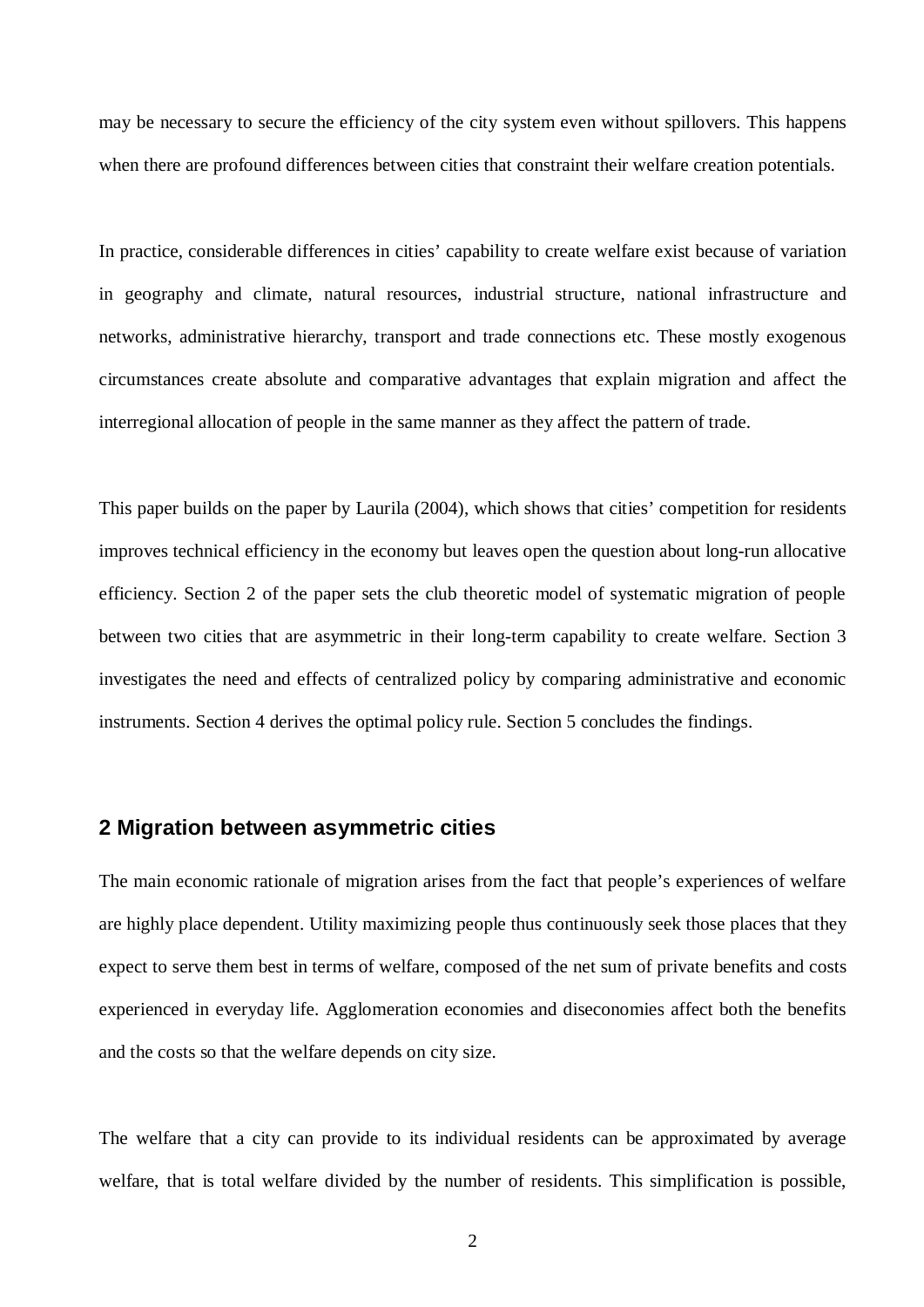may be necessary to secure the efficiency of the city system even without spillovers. This happens when there are profound differences between cities that constraint their welfare creation potentials.

In practice, considerable differences in cities' capability to create welfare exist because of variation in geography and climate, natural resources, industrial structure, national infrastructure and networks, administrative hierarchy, transport and trade connections etc. These mostly exogenous circumstances create absolute and comparative advantages that explain migration and affect the interregional allocation of people in the same manner as they affect the pattern of trade.

This paper builds on the paper by Laurila (2004), which shows that cities' competition for residents improves technical efficiency in the economy but leaves open the question about long-run allocative efficiency. Section 2 of the paper sets the club theoretic model of systematic migration of people between two cities that are asymmetric in their long-term capability to create welfare. Section 3 investigates the need and effects of centralized policy by comparing administrative and economic instruments. Section 4 derives the optimal policy rule. Section 5 concludes the findings.

## 2 Migration between asymmetric cities

The main economic rationale of migration arises from the fact that people's experiences of welfare are highly place dependent. Utility maximizing people thus continuously seek those places that they expect to serve them best in terms of welfare, composed of the net sum of private benefits and costs experienced in everyday life. Agglomeration economies and diseconomies affect both the benefits and the costs so that the welfare depends on city size.

The welfare that a city can provide to its individual residents can be approximated by average welfare, that is total welfare divided by the number of residents. This simplification is possible,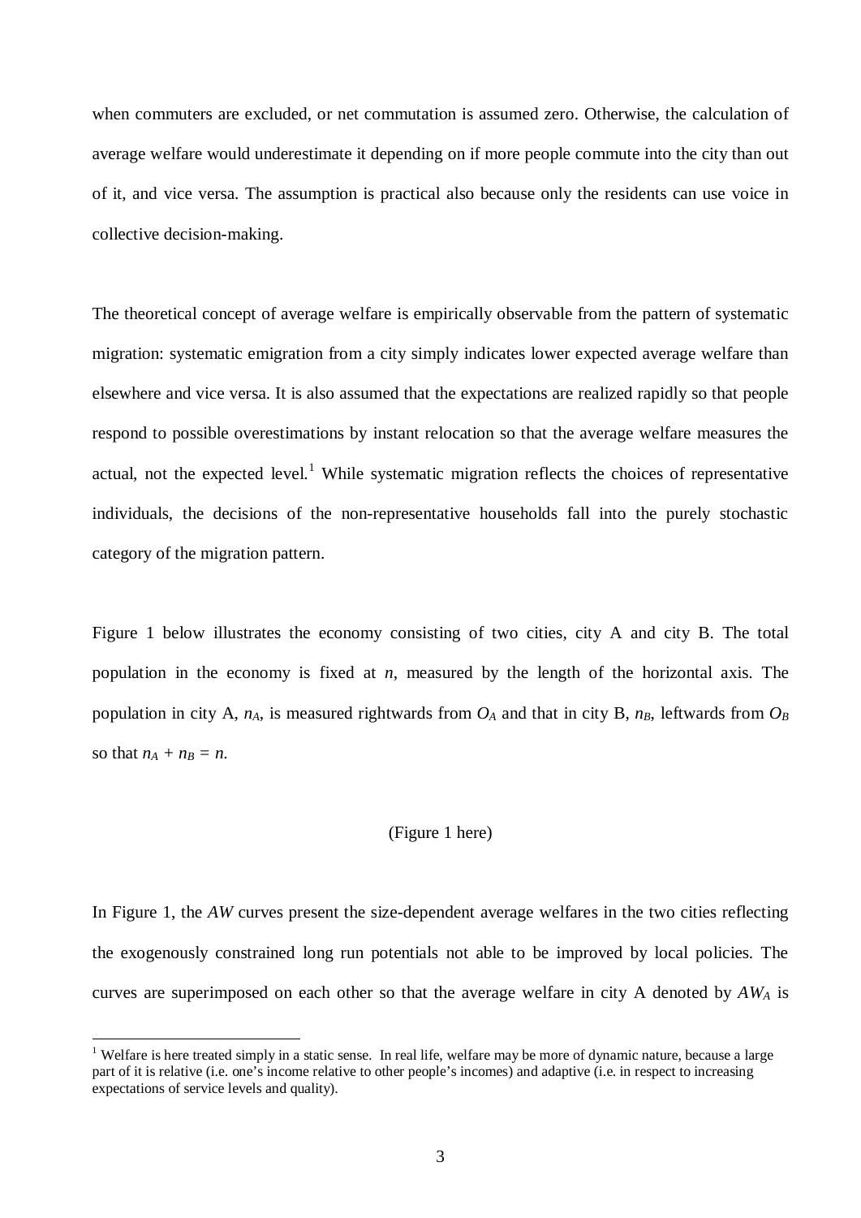when commuters are excluded, or net commutation is assumed zero. Otherwise, the calculation of average welfare would underestimate it depending on if more people commute into the city than out of it, and vice versa. The assumption is practical also because only the residents can use voice in collective decision-making.

The theoretical concept of average welfare is empirically observable from the pattern of systematic migration: systematic emigration from a city simply indicates lower expected average welfare than elsewhere and vice versa. It is also assumed that the expectations are realized rapidly so that people respond to possible overestimations by instant relocation so that the average welfare measures the actual, not the expected level.[1] While systematic migration reflects the choices of representative individuals, the decisions of the non-representative households fall into the purely stochastic category of the migration pattern.

Figure 1 below illustrates the economy consisting of two cities, city A and city B. The total population in the economy is fixed at $n$, measured by the length of the horizontal axis. The population in city A, $n_A$, is measured rightwards from $O_A$ and that in city B, $n_B$, leftwards from $O_B$ so that $n_A + n_B = n$.

(Figure 1 here)

In Figure 1, the *AW* curves present the size-dependent average welfares in the two cities reflecting the exogenously constrained long run potentials not able to be improved by local policies. The curves are superimposed on each other so that the average welfare in city A denoted by $AW_A$ is

[1] Welfare is here treated simply in a static sense. In real life, welfare may be more of dynamic nature, because a large part of it is relative (i.e. one's income relative to other people's incomes) and adaptive (i.e. in respect to increasing expectations of service levels and quality).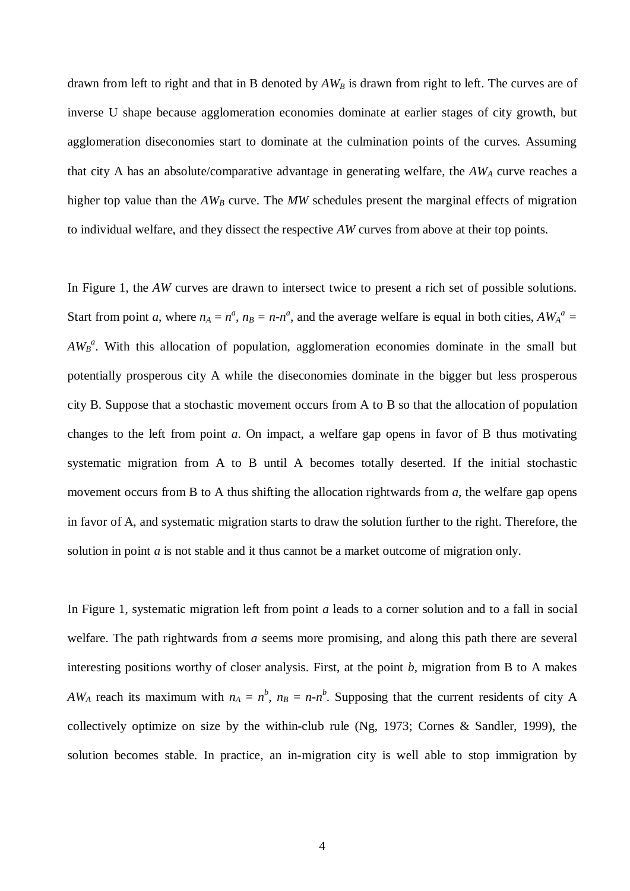drawn from left to right and that in B denoted by $AW_B$ is drawn from right to left. The curves are of inverse U shape because agglomeration economies dominate at earlier stages of city growth, but agglomeration diseconomies start to dominate at the culmination points of the curves. Assuming that city A has an absolute/comparative advantage in generating welfare, the $AW_A$ curve reaches a higher top value than the $AW_B$ curve. The *MW* schedules present the marginal effects of migration to individual welfare, and they dissect the respective *AW* curves from above at their top points.

In Figure 1, the *AW* curves are drawn to intersect twice to present a rich set of possible solutions. Start from point *a*, where $n_A = n^a$, $n_B = n\text{-}n^a$, and the average welfare is equal in both cities, $AW_A^a = AW_B^a$. With this allocation of population, agglomeration economies dominate in the small but potentially prosperous city A while the diseconomies dominate in the bigger but less prosperous city B. Suppose that a stochastic movement occurs from A to B so that the allocation of population changes to the left from point *a*. On impact, a welfare gap opens in favor of B thus motivating systematic migration from A to B until A becomes totally deserted. If the initial stochastic movement occurs from B to A thus shifting the allocation rightwards from *a*, the welfare gap opens in favor of A, and systematic migration starts to draw the solution further to the right. Therefore, the solution in point *a* is not stable and it thus cannot be a market outcome of migration only.

In Figure 1, systematic migration left from point *a* leads to a corner solution and to a fall in social welfare. The path rightwards from *a* seems more promising, and along this path there are several interesting positions worthy of closer analysis. First, at the point *b*, migration from B to A makes $AW_A$ reach its maximum with $n_A = n^b$, $n_B = n\text{-}n^b$. Supposing that the current residents of city A collectively optimize on size by the within-club rule (Ng, 1973; Cornes & Sandler, 1999), the solution becomes stable. In practice, an in-migration city is well able to stop immigration by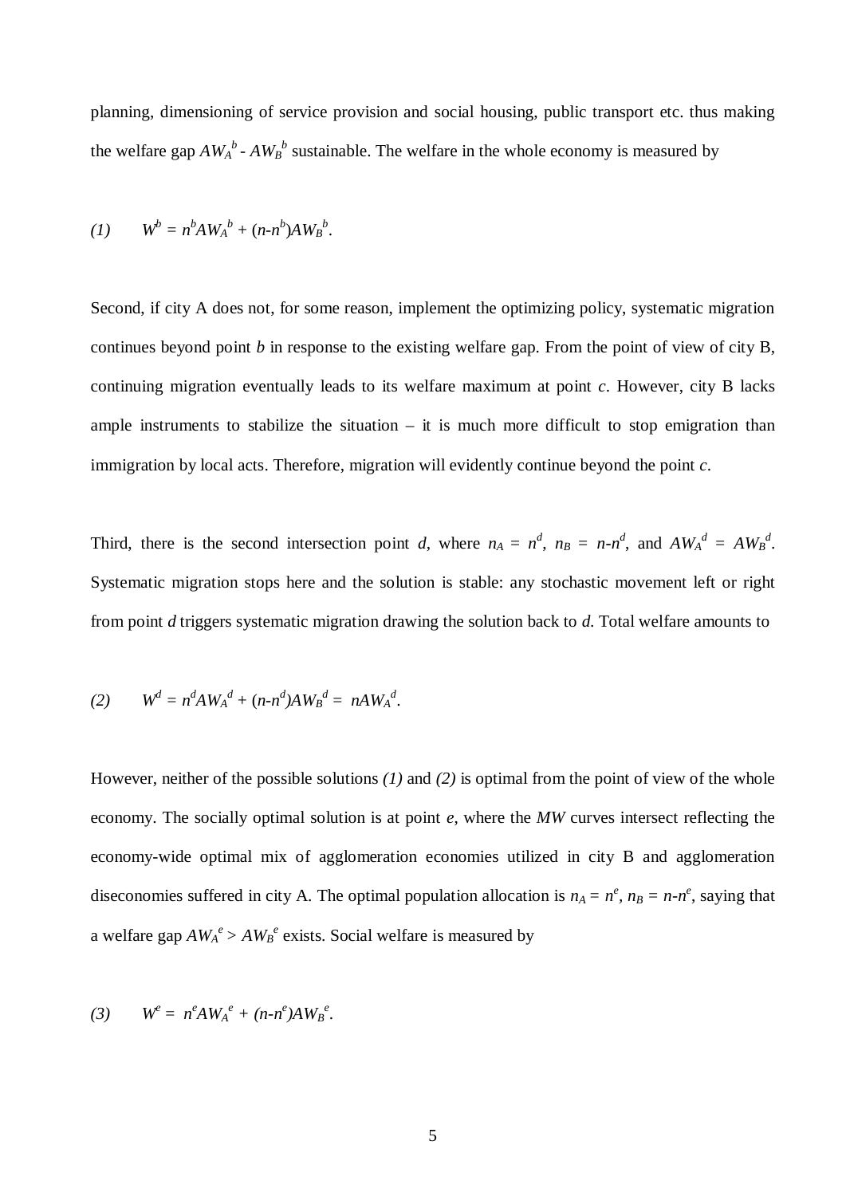planning, dimensioning of service provision and social housing, public transport etc. thus making the welfare gap $AW_A^b$ - $AW_B^b$ sustainable. The welfare in the whole economy is measured by

$$(1) \qquad W^b = n^b AW_A^{\,b} + (n\text{-}n^b)AW_B^{\,b}.$$

Second, if city A does not, for some reason, implement the optimizing policy, systematic migration continues beyond point *b* in response to the existing welfare gap. From the point of view of city B, continuing migration eventually leads to its welfare maximum at point *c*. However, city B lacks ample instruments to stabilize the situation – it is much more difficult to stop emigration than immigration by local acts. Therefore, migration will evidently continue beyond the point *c*.

Third, there is the second intersection point *d*, where $n_A = n^d$, $n_B = n\text{-}n^d$, and $AW_A^{\,d} = AW_B^{\,d}$. Systematic migration stops here and the solution is stable: any stochastic movement left or right from point *d* triggers systematic migration drawing the solution back to *d*. Total welfare amounts to

$$(2) \qquad W^d = n^d AW_A^{\,d} + (n\text{-}n^d)AW_B^{\,d} = \; nAW_A^{\,d}.$$

However, neither of the possible solutions *(1)* and *(2)* is optimal from the point of view of the whole economy. The socially optimal solution is at point *e*, where the *MW* curves intersect reflecting the economy-wide optimal mix of agglomeration economies utilized in city B and agglomeration diseconomies suffered in city A. The optimal population allocation is $n_A = n^e$, $n_B = n\text{-}n^e$, saying that a welfare gap $AW_A^{\,e} > AW_B^{\,e}$ exists. Social welfare is measured by

$$(3) \qquad W^e = \; n^e AW_A^{\,e} + (n\text{-}n^e)AW_B^{\,e}.$$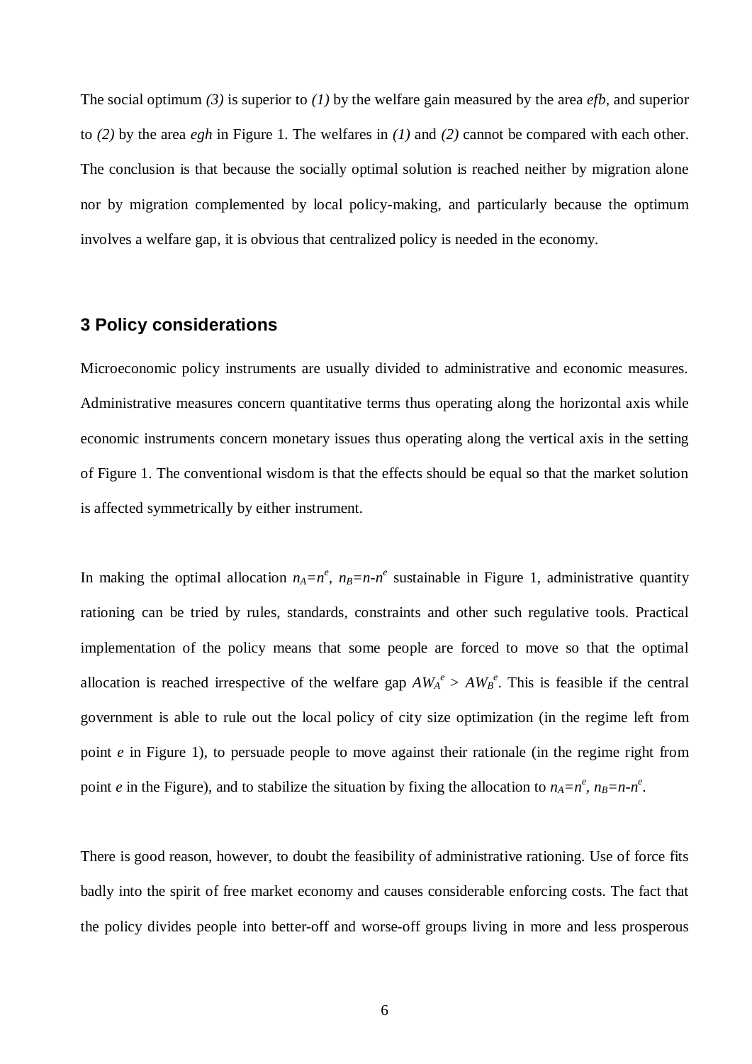The social optimum *(3)* is superior to *(1)* by the welfare gain measured by the area *efb*, and superior to *(2)* by the area *egh* in Figure 1. The welfares in *(1)* and *(2)* cannot be compared with each other. The conclusion is that because the socially optimal solution is reached neither by migration alone nor by migration complemented by local policy-making, and particularly because the optimum involves a welfare gap, it is obvious that centralized policy is needed in the economy.

## 3 Policy considerations

Microeconomic policy instruments are usually divided to administrative and economic measures. Administrative measures concern quantitative terms thus operating along the horizontal axis while economic instruments concern monetary issues thus operating along the vertical axis in the setting of Figure 1. The conventional wisdom is that the effects should be equal so that the market solution is affected symmetrically by either instrument.

In making the optimal allocation $n_A=n^e$, $n_B=n-n^e$ sustainable in Figure 1, administrative quantity rationing can be tried by rules, standards, constraints and other such regulative tools. Practical implementation of the policy means that some people are forced to move so that the optimal allocation is reached irrespective of the welfare gap $AW_A^e > AW_B^e$. This is feasible if the central government is able to rule out the local policy of city size optimization (in the regime left from point *e* in Figure 1), to persuade people to move against their rationale (in the regime right from point *e* in the Figure), and to stabilize the situation by fixing the allocation to $n_A=n^e$, $n_B=n-n^e$.

There is good reason, however, to doubt the feasibility of administrative rationing. Use of force fits badly into the spirit of free market economy and causes considerable enforcing costs. The fact that the policy divides people into better-off and worse-off groups living in more and less prosperous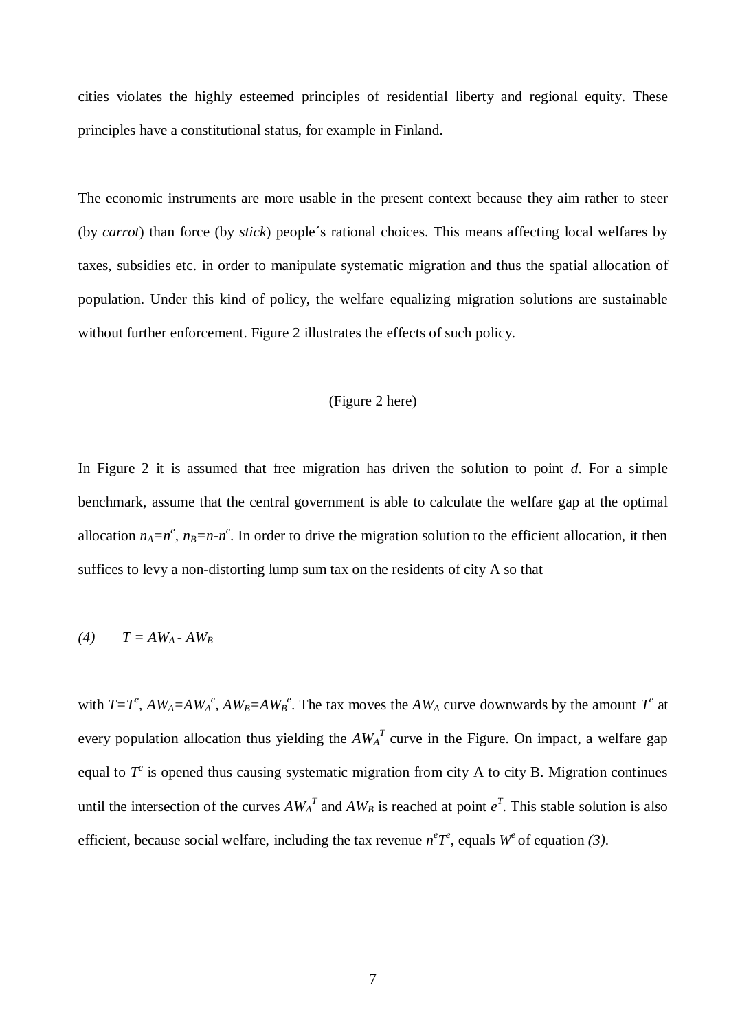cities violates the highly esteemed principles of residential liberty and regional equity. These principles have a constitutional status, for example in Finland.

The economic instruments are more usable in the present context because they aim rather to steer (by *carrot*) than force (by *stick*) people´s rational choices. This means affecting local welfares by taxes, subsidies etc. in order to manipulate systematic migration and thus the spatial allocation of population. Under this kind of policy, the welfare equalizing migration solutions are sustainable without further enforcement. Figure 2 illustrates the effects of such policy.

(Figure 2 here)

In Figure 2 it is assumed that free migration has driven the solution to point *d*. For a simple benchmark, assume that the central government is able to calculate the welfare gap at the optimal allocation $n_A=n^e$, $n_B=n-n^e$. In order to drive the migration solution to the efficient allocation, it then suffices to levy a non-distorting lump sum tax on the residents of city A so that

$$(4) \qquad T = AW_A - AW_B$$

with $T=T^e$, $AW_A=AW_A^e$, $AW_B=AW_B^e$. The tax moves the $AW_A$ curve downwards by the amount $T^e$ at every population allocation thus yielding the $AW_A^T$ curve in the Figure. On impact, a welfare gap equal to $T^e$ is opened thus causing systematic migration from city A to city B. Migration continues until the intersection of the curves $AW_A^T$ and $AW_B$ is reached at point $e^T$. This stable solution is also efficient, because social welfare, including the tax revenue $n^eT^e$, equals $W^e$ of equation *(3)*.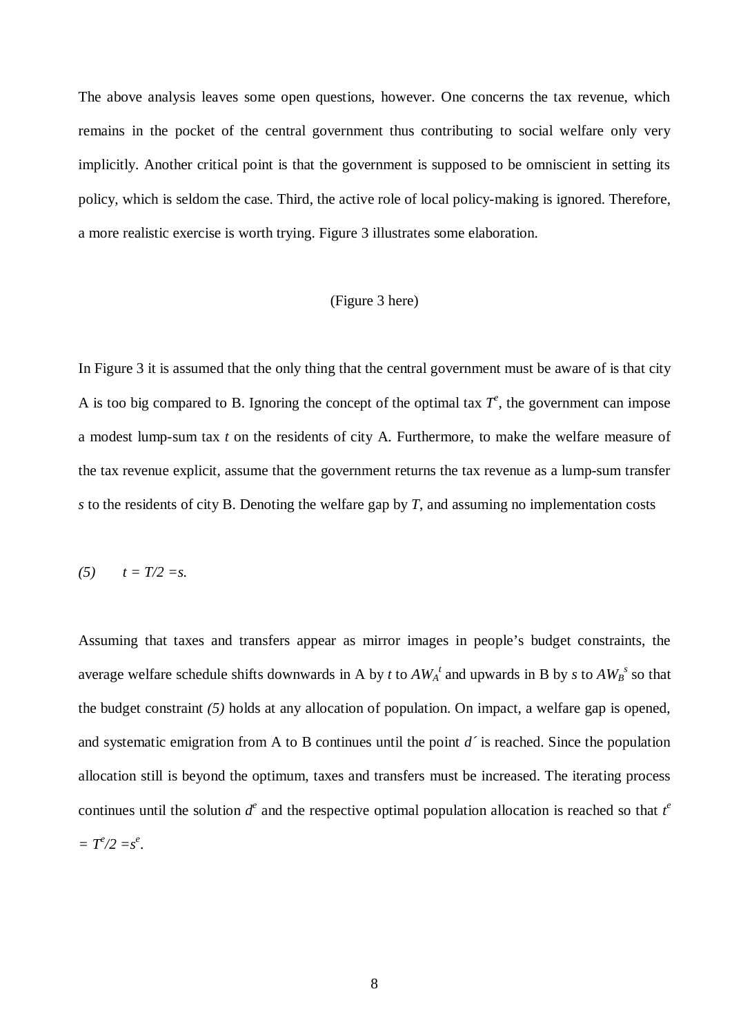The above analysis leaves some open questions, however. One concerns the tax revenue, which remains in the pocket of the central government thus contributing to social welfare only very implicitly. Another critical point is that the government is supposed to be omniscient in setting its policy, which is seldom the case. Third, the active role of local policy-making is ignored. Therefore, a more realistic exercise is worth trying. Figure 3 illustrates some elaboration.

(Figure 3 here)

In Figure 3 it is assumed that the only thing that the central government must be aware of is that city A is too big compared to B. Ignoring the concept of the optimal tax $T^e$, the government can impose a modest lump-sum tax $t$ on the residents of city A. Furthermore, to make the welfare measure of the tax revenue explicit, assume that the government returns the tax revenue as a lump-sum transfer $s$ to the residents of city B. Denoting the welfare gap by $T$, and assuming no implementation costs

$$(5) \qquad t = T/2 = s.$$

Assuming that taxes and transfers appear as mirror images in people's budget constraints, the average welfare schedule shifts downwards in A by $t$ to $AW_A^t$ and upwards in B by $s$ to $AW_B^s$ so that the budget constraint *(5)* holds at any allocation of population. On impact, a welfare gap is opened, and systematic emigration from A to B continues until the point $d'$ is reached. Since the population allocation still is beyond the optimum, taxes and transfers must be increased. The iterating process continues until the solution $d^e$ and the respective optimal population allocation is reached so that $t^e = T^e/2 = s^e$.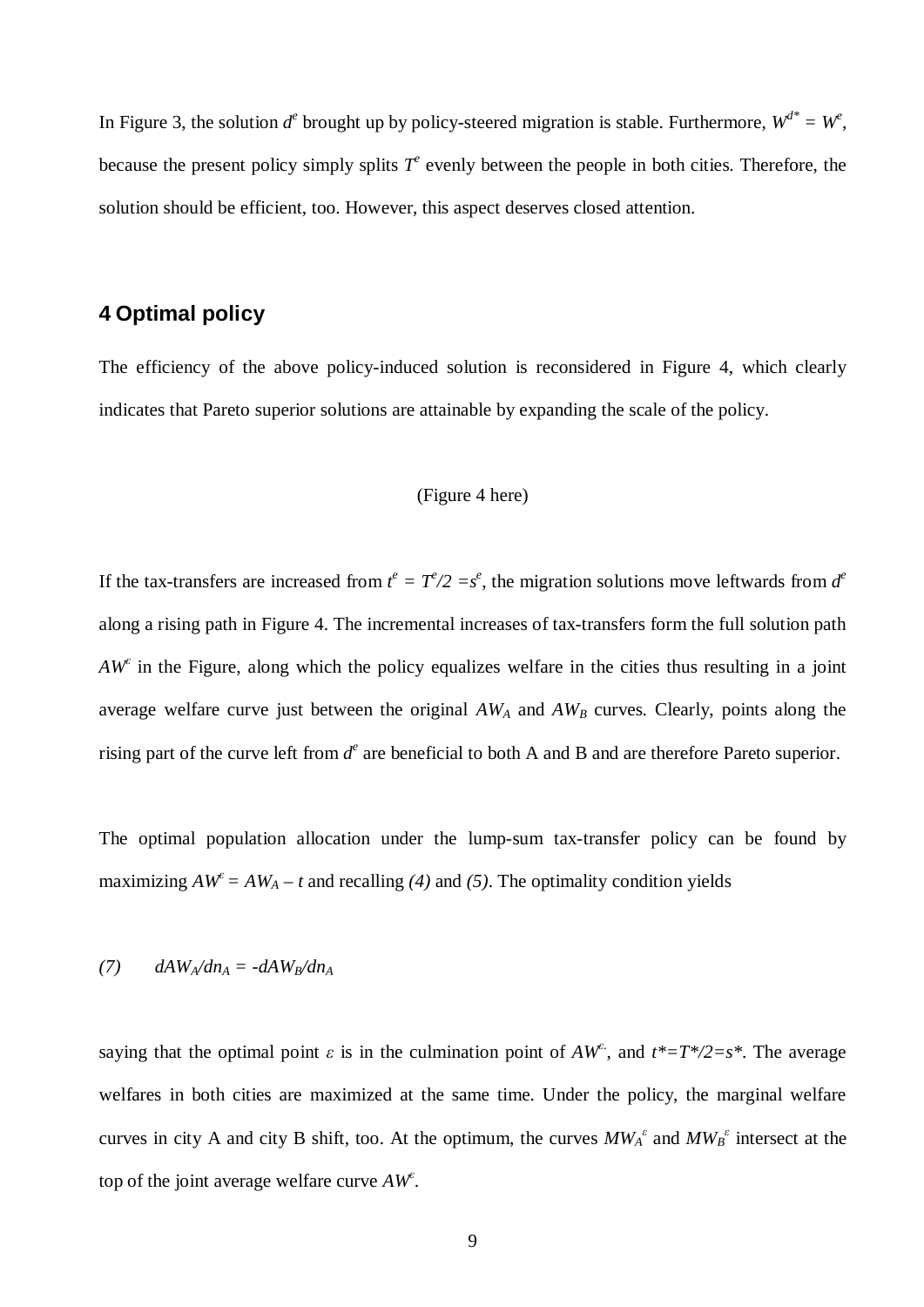In Figure 3, the solution $d^e$ brought up by policy-steered migration is stable. Furthermore, $W^{d*} = W^e$, because the present policy simply splits $T^e$ evenly between the people in both cities. Therefore, the solution should be efficient, too. However, this aspect deserves closed attention.

## 4 Optimal policy

The efficiency of the above policy-induced solution is reconsidered in Figure 4, which clearly indicates that Pareto superior solutions are attainable by expanding the scale of the policy.

(Figure 4 here)

If the tax-transfers are increased from $t^e = T^e/2 = s^e$, the migration solutions move leftwards from $d^e$ along a rising path in Figure 4. The incremental increases of tax-transfers form the full solution path $AW^{\varepsilon}$ in the Figure, along which the policy equalizes welfare in the cities thus resulting in a joint average welfare curve just between the original $AW_A$ and $AW_B$ curves. Clearly, points along the rising part of the curve left from $d^e$ are beneficial to both A and B and are therefore Pareto superior.

The optimal population allocation under the lump-sum tax-transfer policy can be found by maximizing $AW^{\varepsilon} = AW_A - t$ and recalling *(4)* and *(5)*. The optimality condition yields

$$(7) \qquad dAW_A/dn_A = -dAW_B/dn_A$$

saying that the optimal point $\varepsilon$ is in the culmination point of $AW^{\varepsilon}$, and $t^*=T^*/2=s^*$. The average welfares in both cities are maximized at the same time. Under the policy, the marginal welfare curves in city A and city B shift, too. At the optimum, the curves $MW_A^{\varepsilon}$ and $MW_B^{\varepsilon}$ intersect at the top of the joint average welfare curve $AW^{\varepsilon}$.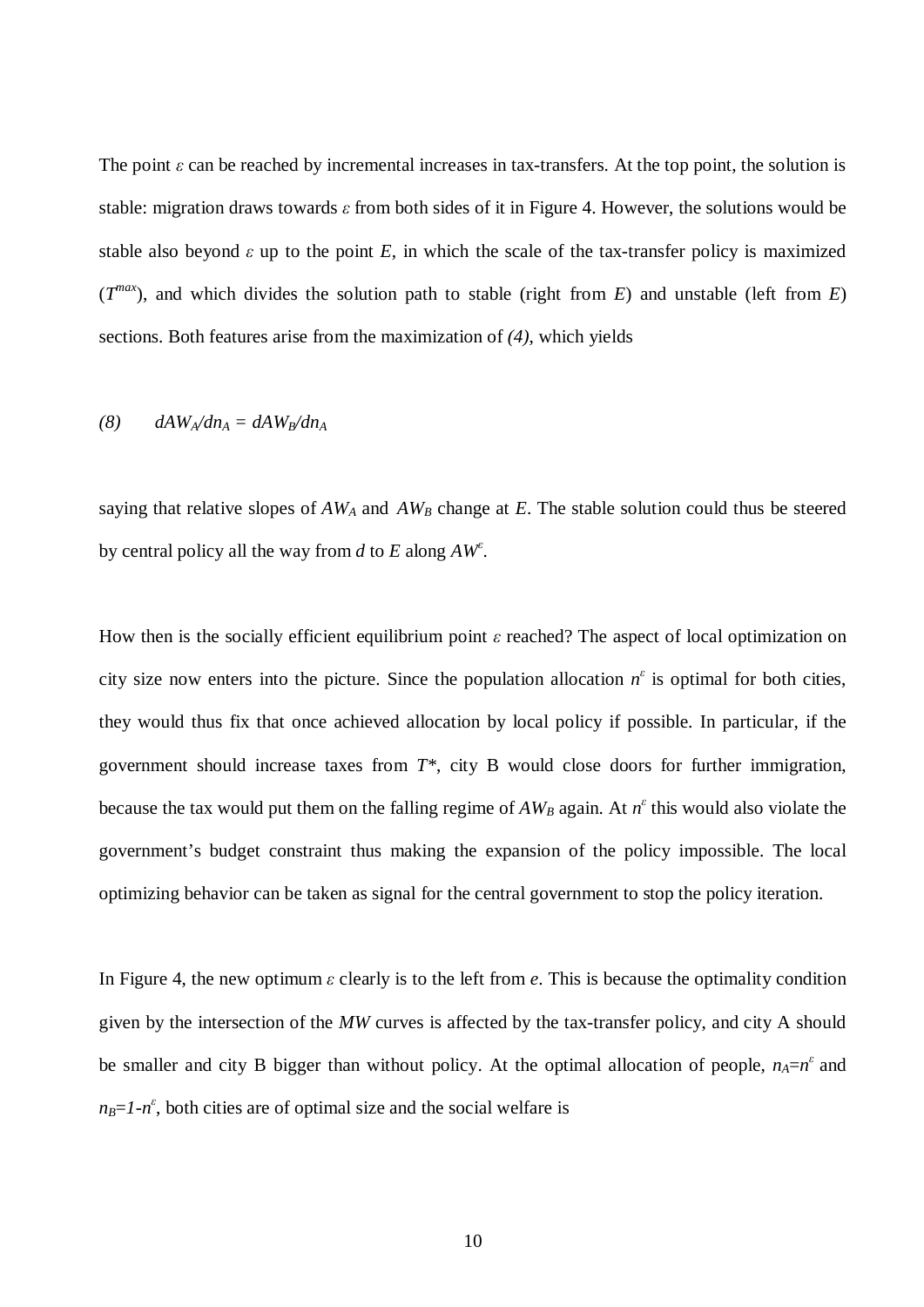The point $\varepsilon$ can be reached by incremental increases in tax-transfers. At the top point, the solution is stable: migration draws towards $\varepsilon$ from both sides of it in Figure 4. However, the solutions would be stable also beyond $\varepsilon$ up to the point $E$, in which the scale of the tax-transfer policy is maximized ($T^{max}$), and which divides the solution path to stable (right from $E$) and unstable (left from $E$) sections. Both features arise from the maximization of *(4)*, which yields

$$(8) \qquad dAW_A/dn_A = dAW_B/dn_A$$

saying that relative slopes of $AW_A$ and $AW_B$ change at $E$. The stable solution could thus be steered by central policy all the way from $d$ to $E$ along $AW^{\varepsilon}$.

How then is the socially efficient equilibrium point $\varepsilon$ reached? The aspect of local optimization on city size now enters into the picture. Since the population allocation $n^{\varepsilon}$ is optimal for both cities, they would thus fix that once achieved allocation by local policy if possible. In particular, if the government should increase taxes from $T^*$, city B would close doors for further immigration, because the tax would put them on the falling regime of $AW_B$ again. At $n^{\varepsilon}$ this would also violate the government's budget constraint thus making the expansion of the policy impossible. The local optimizing behavior can be taken as signal for the central government to stop the policy iteration.

In Figure 4, the new optimum $\varepsilon$ clearly is to the left from $e$. This is because the optimality condition given by the intersection of the $MW$ curves is affected by the tax-transfer policy, and city A should be smaller and city B bigger than without policy. At the optimal allocation of people, $n_A=n^{\varepsilon}$ and $n_B=1-n^{\varepsilon}$, both cities are of optimal size and the social welfare is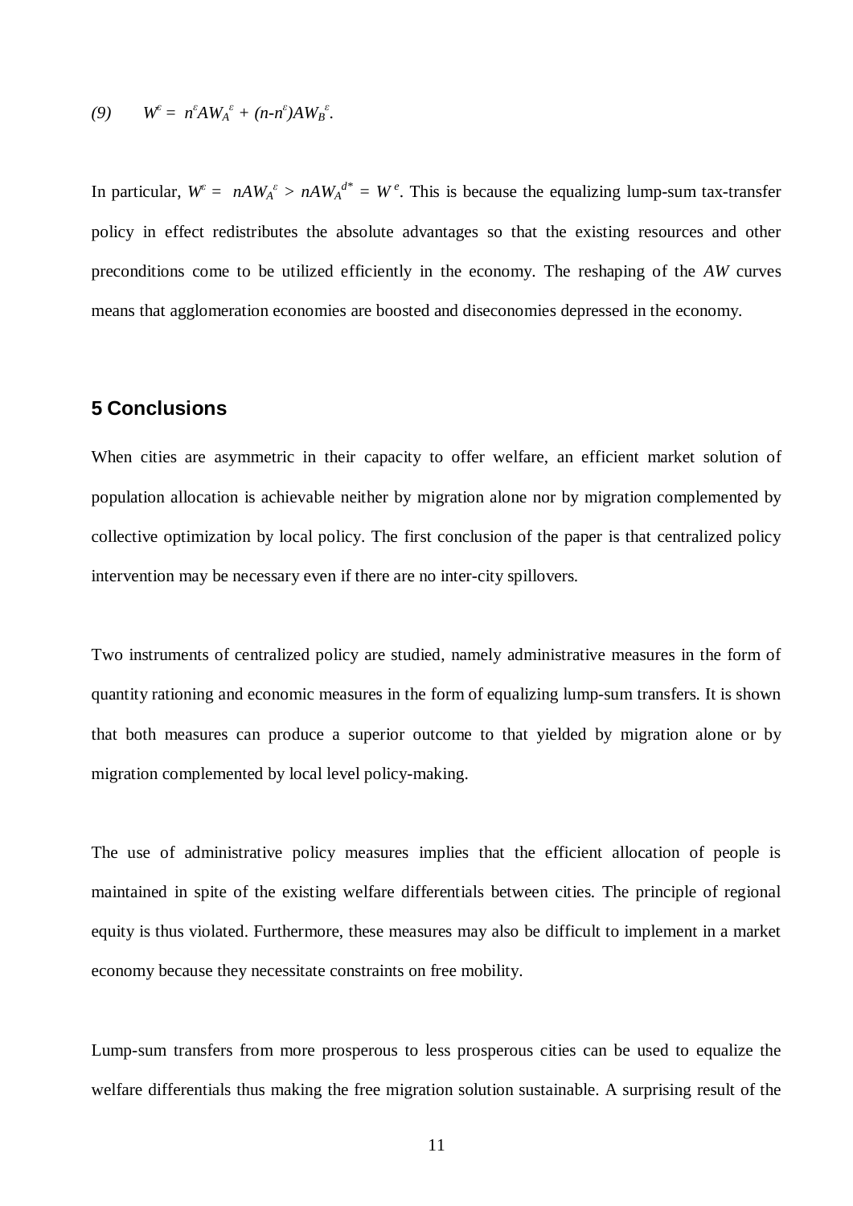$$(9) \qquad W^{\varepsilon} = n^{\varepsilon}AW_A^{\ \varepsilon} + (n\text{-}n^{\varepsilon})AW_B^{\ \varepsilon}.$$

In particular, $W^{\varepsilon} = nAW_A^{\ \varepsilon} > nAW_A^{\ d*} = W^{e}$. This is because the equalizing lump-sum tax-transfer policy in effect redistributes the absolute advantages so that the existing resources and other preconditions come to be utilized efficiently in the economy. The reshaping of the *AW* curves means that agglomeration economies are boosted and diseconomies depressed in the economy.

## 5 Conclusions

When cities are asymmetric in their capacity to offer welfare, an efficient market solution of population allocation is achievable neither by migration alone nor by migration complemented by collective optimization by local policy. The first conclusion of the paper is that centralized policy intervention may be necessary even if there are no inter-city spillovers.

Two instruments of centralized policy are studied, namely administrative measures in the form of quantity rationing and economic measures in the form of equalizing lump-sum transfers. It is shown that both measures can produce a superior outcome to that yielded by migration alone or by migration complemented by local level policy-making.

The use of administrative policy measures implies that the efficient allocation of people is maintained in spite of the existing welfare differentials between cities. The principle of regional equity is thus violated. Furthermore, these measures may also be difficult to implement in a market economy because they necessitate constraints on free mobility.

Lump-sum transfers from more prosperous to less prosperous cities can be used to equalize the welfare differentials thus making the free migration solution sustainable. A surprising result of the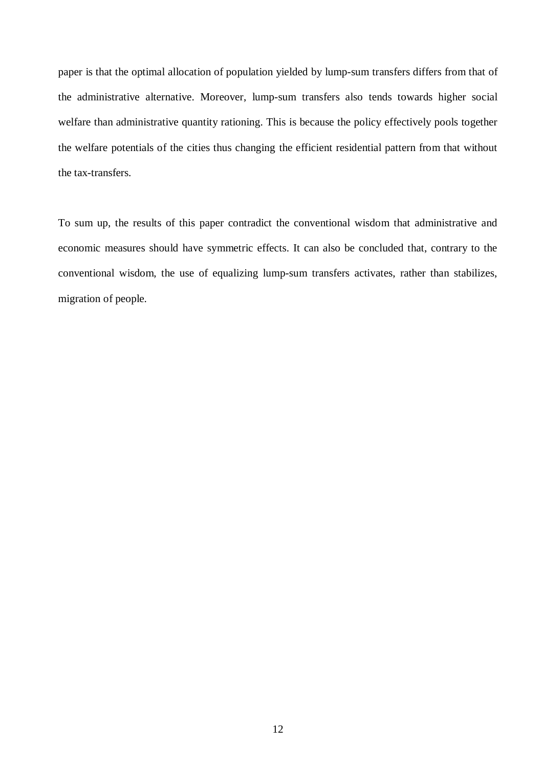paper is that the optimal allocation of population yielded by lump-sum transfers differs from that of the administrative alternative. Moreover, lump-sum transfers also tends towards higher social welfare than administrative quantity rationing. This is because the policy effectively pools together the welfare potentials of the cities thus changing the efficient residential pattern from that without the tax-transfers.

To sum up, the results of this paper contradict the conventional wisdom that administrative and economic measures should have symmetric effects. It can also be concluded that, contrary to the conventional wisdom, the use of equalizing lump-sum transfers activates, rather than stabilizes, migration of people.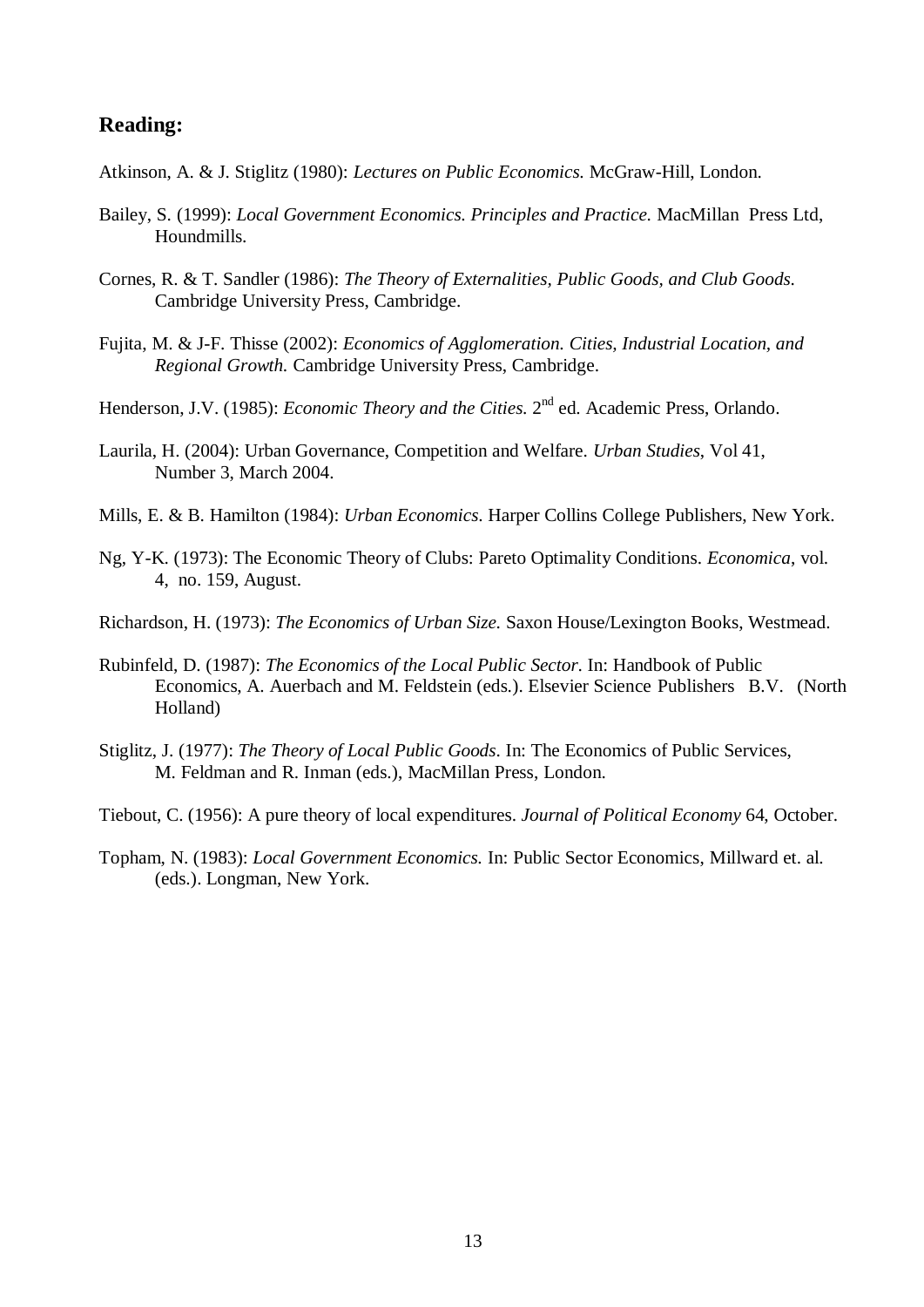## Reading:

Atkinson, A. & J. Stiglitz (1980): *Lectures on Public Economics.* McGraw-Hill, London.

Bailey, S. (1999): *Local Government Economics. Principles and Practice.* MacMillan Press Ltd, Houndmills.

Cornes, R. & T. Sandler (1986): *The Theory of Externalities, Public Goods, and Club Goods.* Cambridge University Press, Cambridge.

Fujita, M. & J-F. Thisse (2002): *Economics of Agglomeration. Cities, Industrial Location, and Regional Growth.* Cambridge University Press, Cambridge.

Henderson, J.V. (1985): *Economic Theory and the Cities.* 2nd ed. Academic Press, Orlando.

Laurila, H. (2004): Urban Governance, Competition and Welfare. *Urban Studies*, Vol 41, Number 3, March 2004.

Mills, E. & B. Hamilton (1984): *Urban Economics.* Harper Collins College Publishers, New York.

Ng, Y-K. (1973): The Economic Theory of Clubs: Pareto Optimality Conditions. *Economica*, vol. 4, no. 159, August.

Richardson, H. (1973): *The Economics of Urban Size.* Saxon House/Lexington Books, Westmead.

Rubinfeld, D. (1987): *The Economics of the Local Public Sector.* In: Handbook of Public Economics, A. Auerbach and M. Feldstein (eds.). Elsevier Science Publishers B.V. (North Holland)

Stiglitz, J. (1977): *The Theory of Local Public Goods.* In: The Economics of Public Services, M. Feldman and R. Inman (eds.), MacMillan Press, London.

Tiebout, C. (1956): A pure theory of local expenditures. *Journal of Political Economy* 64, October.

Topham, N. (1983): *Local Government Economics.* In: Public Sector Economics, Millward et. al. (eds.). Longman, New York.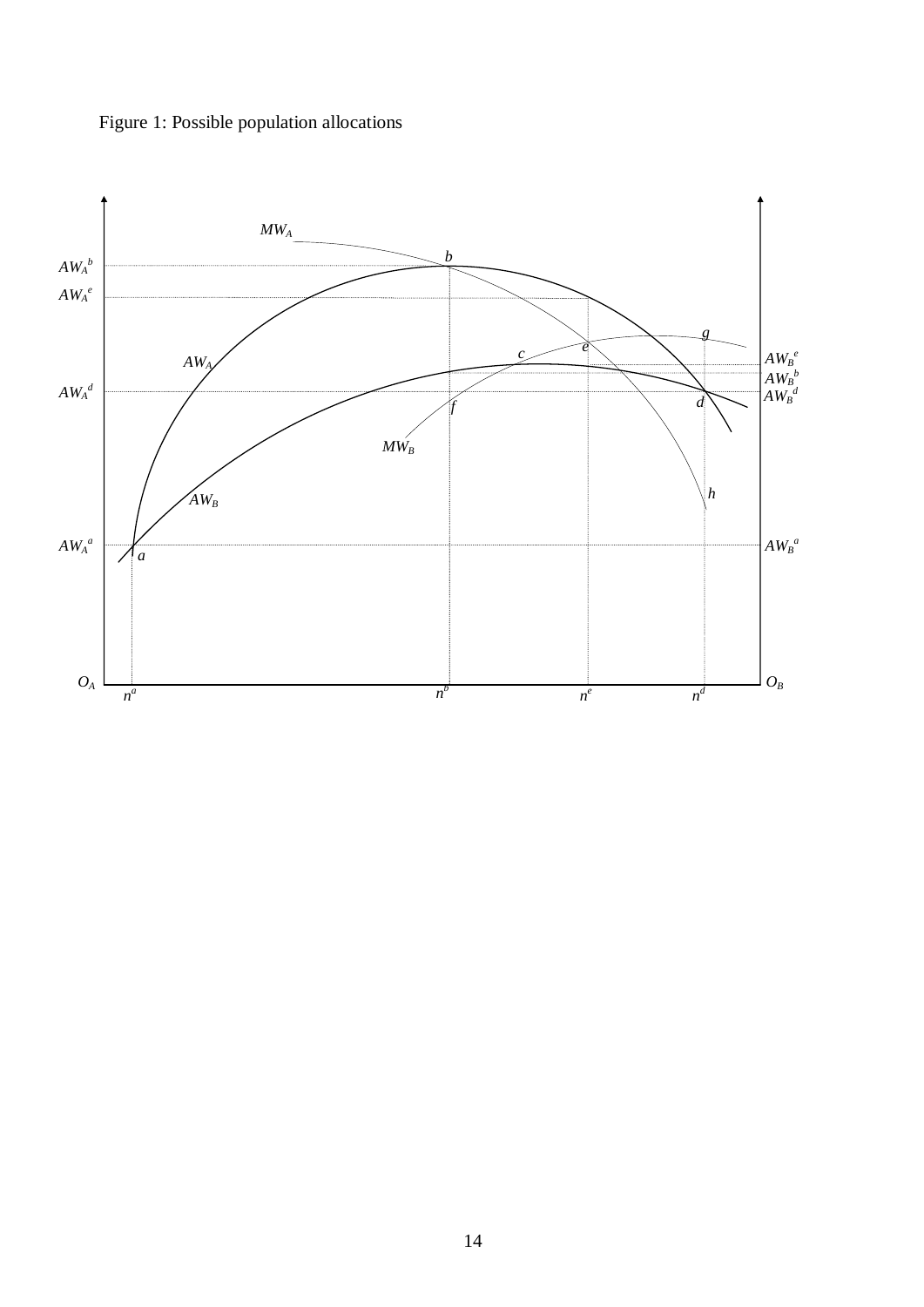Figure 1: Possible population allocations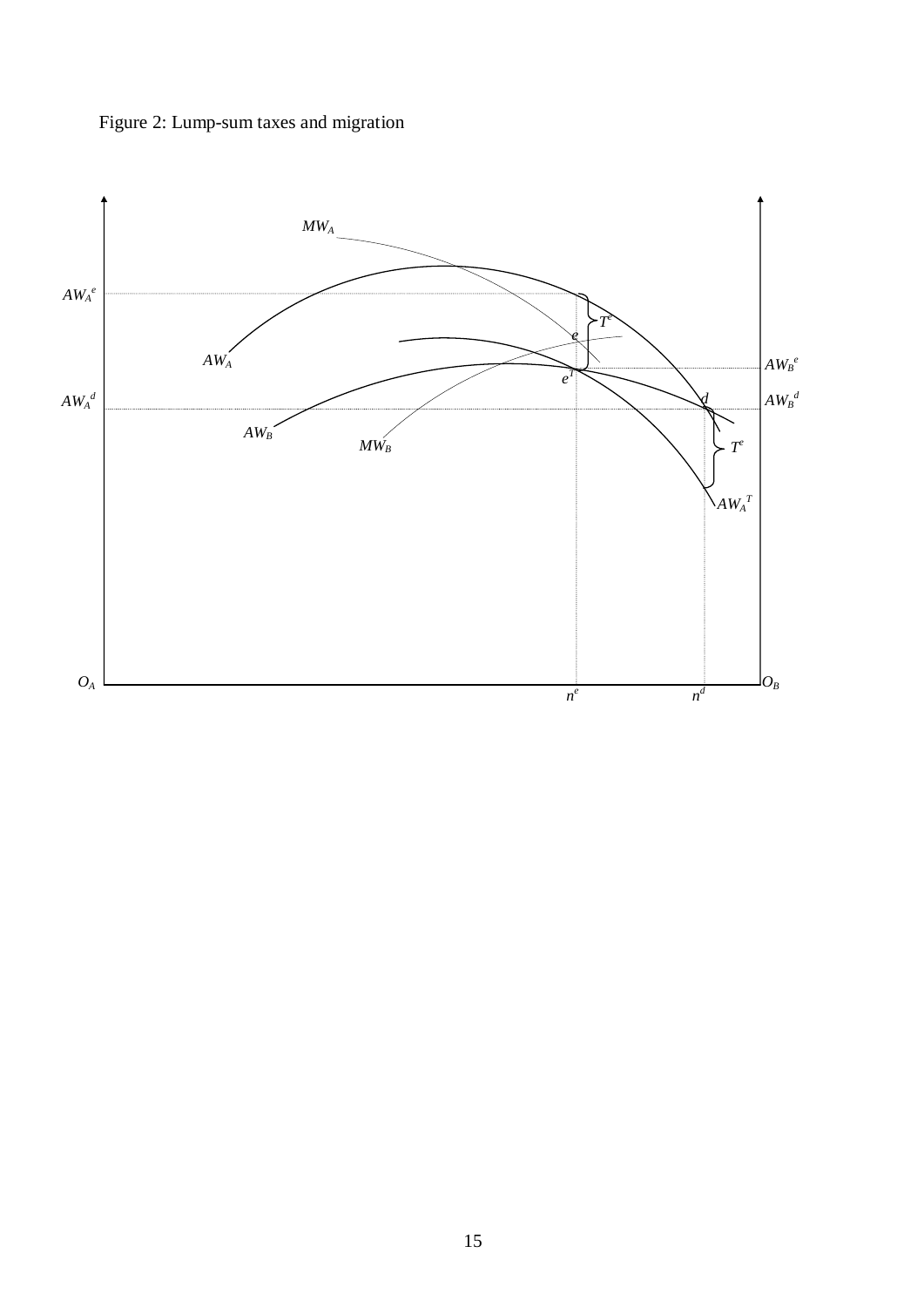Figure 2: Lump-sum taxes and migration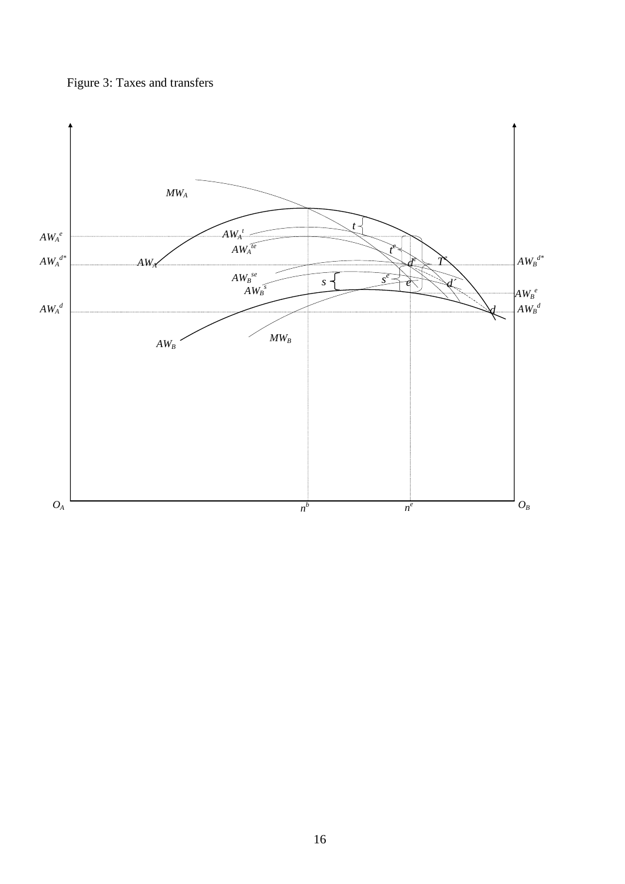Figure 3: Taxes and transfers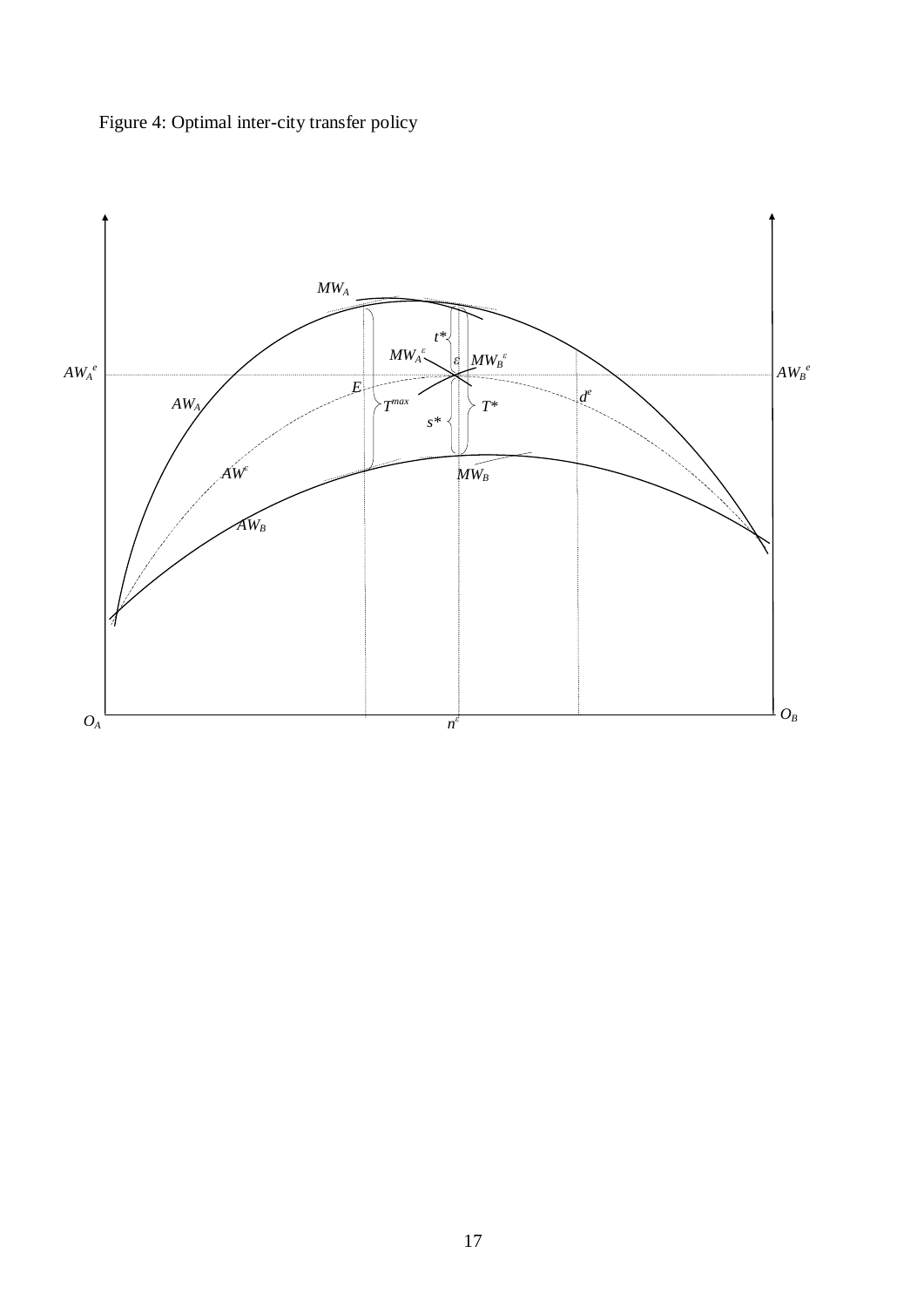Figure 4: Optimal inter-city transfer policy

$MW_A$

$t^*$

$MW_A^{\varepsilon}$

$\varepsilon$

$MW_B^{\varepsilon}$

$AW_A^e$

$AW_B^e$

$E$

$d^e$

$AW_A$

$T^{max}$

$T^*$

$s^*$

$AW^e$

$MW_B$

$AW_B$

$O_A$

$n^e$

$O_B$